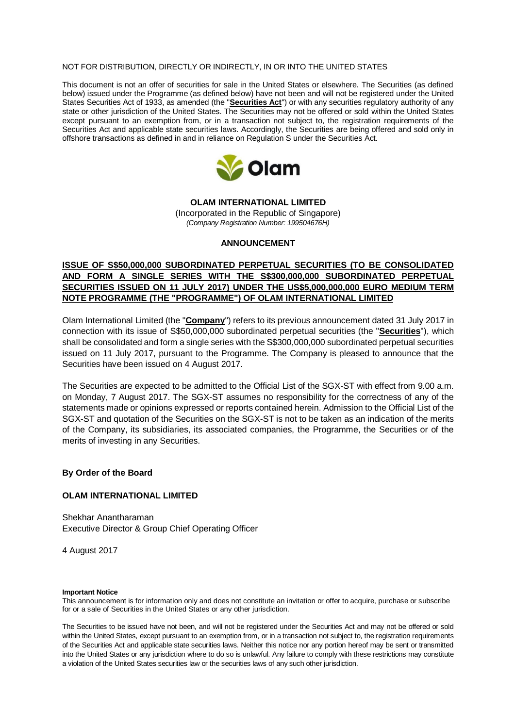NOT FOR DISTRIBUTION, DIRECTLY OR INDIRECTLY, IN OR INTO THE UNITED STATES

This document is not an offer of securities for sale in the United States or elsewhere. The Securities (as defined below) issued under the Programme (as defined below) have not been and will not be registered under the United States Securities Act of 1933, as amended (the "**Securities Act**") or with any securities regulatory authority of any state or other jurisdiction of the United States. The Securities may not be offered or sold within the United States except pursuant to an exemption from, or in a transaction not subject to, the registration requirements of the Securities Act and applicable state securities laws. Accordingly, the Securities are being offered and sold only in offshore transactions as defined in and in reliance on Regulation S under the Securities Act.

**OLAM INTERNATIONAL LIMITED**

(Incorporated in the Republic of Singapore)

*(Company Registration Number: 199504676H)*

**ANNOUNCEMENT**

**ISSUE OF S$50,000,000 SUBORDINATED PERPETUAL SECURITIES (TO BE CONSOLIDATED AND FORM A SINGLE SERIES WITH THE S$300,000,000 SUBORDINATED PERPETUAL SECURITIES ISSUED ON 11 JULY 2017) UNDER THE US$5,000,000,000 EURO MEDIUM TERM NOTE PROGRAMME (THE "PROGRAMME") OF OLAM INTERNATIONAL LIMITED**

Olam International Limited (the "**Company**") refers to its previous announcement dated 31 July 2017 in connection with its issue of S$50,000,000 subordinated perpetual securities (the "**Securities**"), which shall be consolidated and form a single series with the S$300,000,000 subordinated perpetual securities issued on 11 July 2017, pursuant to the Programme. The Company is pleased to announce that the Securities have been issued on 4 August 2017.

The Securities are expected to be admitted to the Official List of the SGX-ST with effect from 9.00 a.m. on Monday, 7 August 2017. The SGX-ST assumes no responsibility for the correctness of any of the statements made or opinions expressed or reports contained herein. Admission to the Official List of the SGX-ST and quotation of the Securities on the SGX-ST is not to be taken as an indication of the merits of the Company, its subsidiaries, its associated companies, the Programme, the Securities or of the merits of investing in any Securities.

**By Order of the Board**

**OLAM INTERNATIONAL LIMITED**

Shekhar Anantharaman
Executive Director & Group Chief Operating Officer

4 August 2017

**Important Notice**

This announcement is for information only and does not constitute an invitation or offer to acquire, purchase or subscribe for or a sale of Securities in the United States or any other jurisdiction.

The Securities to be issued have not been, and will not be registered under the Securities Act and may not be offered or sold within the United States, except pursuant to an exemption from, or in a transaction not subject to, the registration requirements of the Securities Act and applicable state securities laws. Neither this notice nor any portion hereof may be sent or transmitted into the United States or any jurisdiction where to do so is unlawful. Any failure to comply with these restrictions may constitute a violation of the United States securities law or the securities laws of any such other jurisdiction.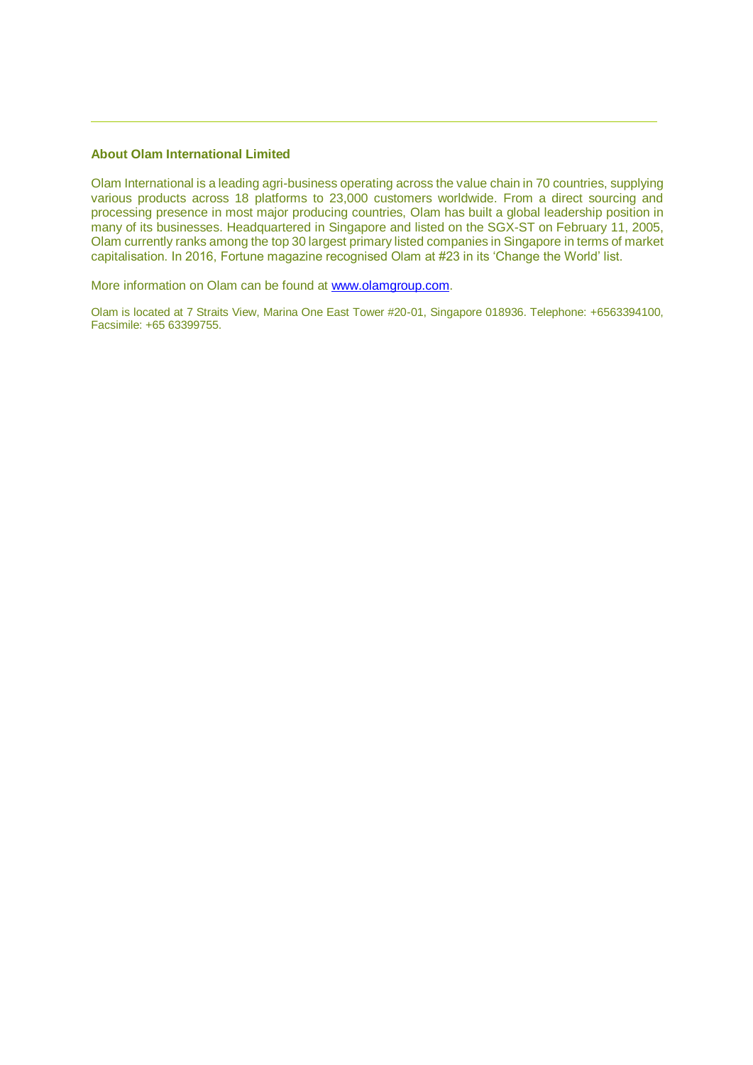---

### About Olam International Limited

Olam International is a leading agri-business operating across the value chain in 70 countries, supplying various products across 18 platforms to 23,000 customers worldwide. From a direct sourcing and processing presence in most major producing countries, Olam has built a global leadership position in many of its businesses. Headquartered in Singapore and listed on the SGX-ST on February 11, 2005, Olam currently ranks among the top 30 largest primary listed companies in Singapore in terms of market capitalisation. In 2016, Fortune magazine recognised Olam at #23 in its 'Change the World' list.

More information on Olam can be found at [www.olamgroup.com](http://www.olamgroup.com).

Olam is located at 7 Straits View, Marina One East Tower #20-01, Singapore 018936. Telephone: +6563394100, Facsimile: +65 63399755.